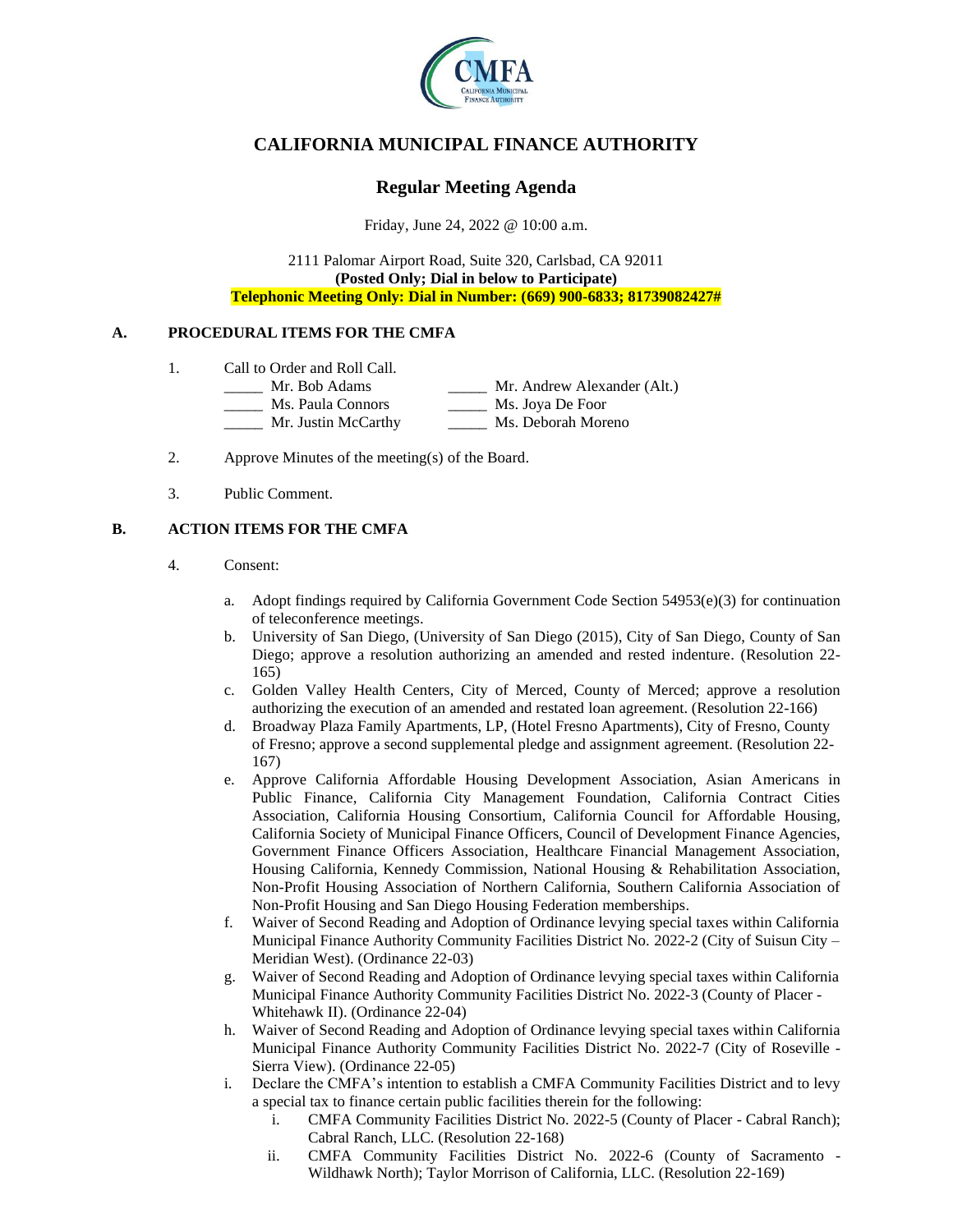# CALIFORNIA MUNICIPAL FINANCE AUTHORITY

## Regular Meeting Agenda

Friday, June 24, 2022 @ 10:00 a.m.

2111 Palomar Airport Road, Suite 320, Carlsbad, CA 92011
**(Posted Only; Dial in below to Participate)**
**Telephonic Meeting Only: Dial in Number: (669) 900-6833; 81739082427#**

### A. PROCEDURAL ITEMS FOR THE CMFA

1. Call to Order and Roll Call.

   _____ Mr. Bob Adams
   _____ Ms. Paula Connors
   _____ Mr. Justin McCarthy
   _____ Mr. Andrew Alexander (Alt.)
   _____ Ms. Joya De Foor
   _____ Ms. Deborah Moreno

2. Approve Minutes of the meeting(s) of the Board.

3. Public Comment.

### B. ACTION ITEMS FOR THE CMFA

4. Consent:

   a. Adopt findings required by California Government Code Section 54953(e)(3) for continuation of teleconference meetings.
   b. University of San Diego, (University of San Diego (2015), City of San Diego, County of San Diego; approve a resolution authorizing an amended and rested indenture. (Resolution 22-165)
   c. Golden Valley Health Centers, City of Merced, County of Merced; approve a resolution authorizing the execution of an amended and restated loan agreement. (Resolution 22-166)
   d. Broadway Plaza Family Apartments, LP, (Hotel Fresno Apartments), City of Fresno, County of Fresno; approve a second supplemental pledge and assignment agreement. (Resolution 22-167)
   e. Approve California Affordable Housing Development Association, Asian Americans in Public Finance, California City Management Foundation, California Contract Cities Association, California Housing Consortium, California Council for Affordable Housing, California Society of Municipal Finance Officers, Council of Development Finance Agencies, Government Finance Officers Association, Healthcare Financial Management Association, Housing California, Kennedy Commission, National Housing & Rehabilitation Association, Non-Profit Housing Association of Northern California, Southern California Association of Non-Profit Housing and San Diego Housing Federation memberships.
   f. Waiver of Second Reading and Adoption of Ordinance levying special taxes within California Municipal Finance Authority Community Facilities District No. 2022-2 (City of Suisun City – Meridian West). (Ordinance 22-03)
   g. Waiver of Second Reading and Adoption of Ordinance levying special taxes within California Municipal Finance Authority Community Facilities District No. 2022-3 (County of Placer - Whitehawk II). (Ordinance 22-04)
   h. Waiver of Second Reading and Adoption of Ordinance levying special taxes within California Municipal Finance Authority Community Facilities District No. 2022-7 (City of Roseville - Sierra View). (Ordinance 22-05)
   i. Declare the CMFA's intention to establish a CMFA Community Facilities District and to levy a special tax to finance certain public facilities therein for the following:
      i. CMFA Community Facilities District No. 2022-5 (County of Placer - Cabral Ranch); Cabral Ranch, LLC. (Resolution 22-168)
      ii. CMFA Community Facilities District No. 2022-6 (County of Sacramento - Wildhawk North); Taylor Morrison of California, LLC. (Resolution 22-169)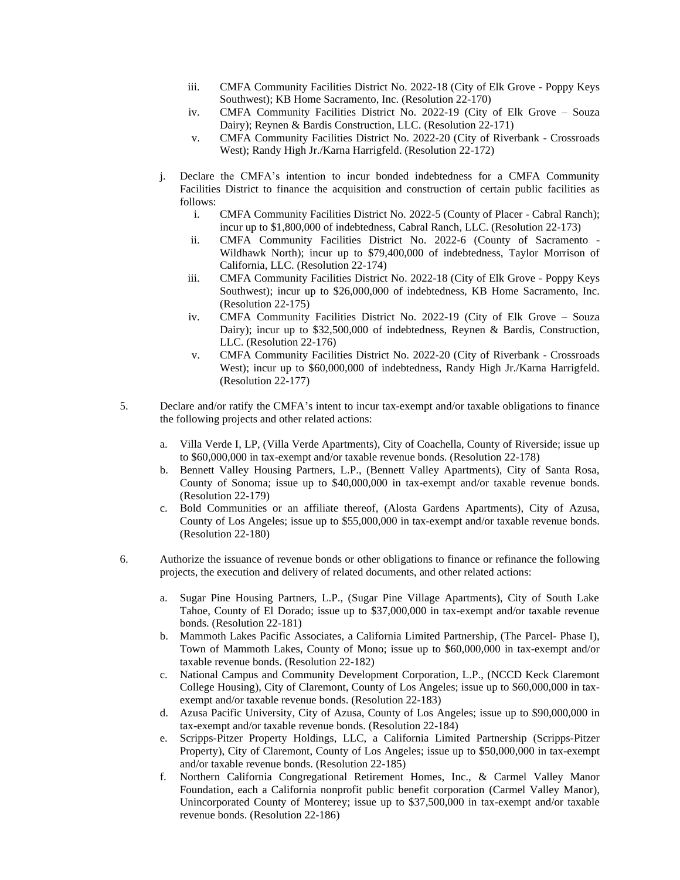iii. CMFA Community Facilities District No. 2022-18 (City of Elk Grove - Poppy Keys Southwest); KB Home Sacramento, Inc. (Resolution 22-170)
   iv. CMFA Community Facilities District No. 2022-19 (City of Elk Grove – Souza Dairy); Reynen & Bardis Construction, LLC. (Resolution 22-171)
   v. CMFA Community Facilities District No. 2022-20 (City of Riverbank - Crossroads West); Randy High Jr./Karna Harrigfeld. (Resolution 22-172)

j. Declare the CMFA's intention to incur bonded indebtedness for a CMFA Community Facilities District to finance the acquisition and construction of certain public facilities as follows:
   i. CMFA Community Facilities District No. 2022-5 (County of Placer - Cabral Ranch); incur up to $1,800,000 of indebtedness, Cabral Ranch, LLC. (Resolution 22-173)
   ii. CMFA Community Facilities District No. 2022-6 (County of Sacramento - Wildhawk North); incur up to $79,400,000 of indebtedness, Taylor Morrison of California, LLC. (Resolution 22-174)
   iii. CMFA Community Facilities District No. 2022-18 (City of Elk Grove - Poppy Keys Southwest); incur up to $26,000,000 of indebtedness, KB Home Sacramento, Inc. (Resolution 22-175)
   iv. CMFA Community Facilities District No. 2022-19 (City of Elk Grove – Souza Dairy); incur up to $32,500,000 of indebtedness, Reynen & Bardis, Construction, LLC. (Resolution 22-176)
   v. CMFA Community Facilities District No. 2022-20 (City of Riverbank - Crossroads West); incur up to $60,000,000 of indebtedness, Randy High Jr./Karna Harrigfeld. (Resolution 22-177)

5. Declare and/or ratify the CMFA's intent to incur tax-exempt and/or taxable obligations to finance the following projects and other related actions:

   a. Villa Verde I, LP, (Villa Verde Apartments), City of Coachella, County of Riverside; issue up to $60,000,000 in tax-exempt and/or taxable revenue bonds. (Resolution 22-178)
   b. Bennett Valley Housing Partners, L.P., (Bennett Valley Apartments), City of Santa Rosa, County of Sonoma; issue up to $40,000,000 in tax-exempt and/or taxable revenue bonds. (Resolution 22-179)
   c. Bold Communities or an affiliate thereof, (Alosta Gardens Apartments), City of Azusa, County of Los Angeles; issue up to $55,000,000 in tax-exempt and/or taxable revenue bonds. (Resolution 22-180)

6. Authorize the issuance of revenue bonds or other obligations to finance or refinance the following projects, the execution and delivery of related documents, and other related actions:

   a. Sugar Pine Housing Partners, L.P., (Sugar Pine Village Apartments), City of South Lake Tahoe, County of El Dorado; issue up to $37,000,000 in tax-exempt and/or taxable revenue bonds. (Resolution 22-181)
   b. Mammoth Lakes Pacific Associates, a California Limited Partnership, (The Parcel- Phase I), Town of Mammoth Lakes, County of Mono; issue up to $60,000,000 in tax-exempt and/or taxable revenue bonds. (Resolution 22-182)
   c. National Campus and Community Development Corporation, L.P., (NCCD Keck Claremont College Housing), City of Claremont, County of Los Angeles; issue up to $60,000,000 in tax-exempt and/or taxable revenue bonds. (Resolution 22-183)
   d. Azusa Pacific University, City of Azusa, County of Los Angeles; issue up to $90,000,000 in tax-exempt and/or taxable revenue bonds. (Resolution 22-184)
   e. Scripps-Pitzer Property Holdings, LLC, a California Limited Partnership (Scripps-Pitzer Property), City of Claremont, County of Los Angeles; issue up to $50,000,000 in tax-exempt and/or taxable revenue bonds. (Resolution 22-185)
   f. Northern California Congregational Retirement Homes, Inc., & Carmel Valley Manor Foundation, each a California nonprofit public benefit corporation (Carmel Valley Manor), Unincorporated County of Monterey; issue up to $37,500,000 in tax-exempt and/or taxable revenue bonds. (Resolution 22-186)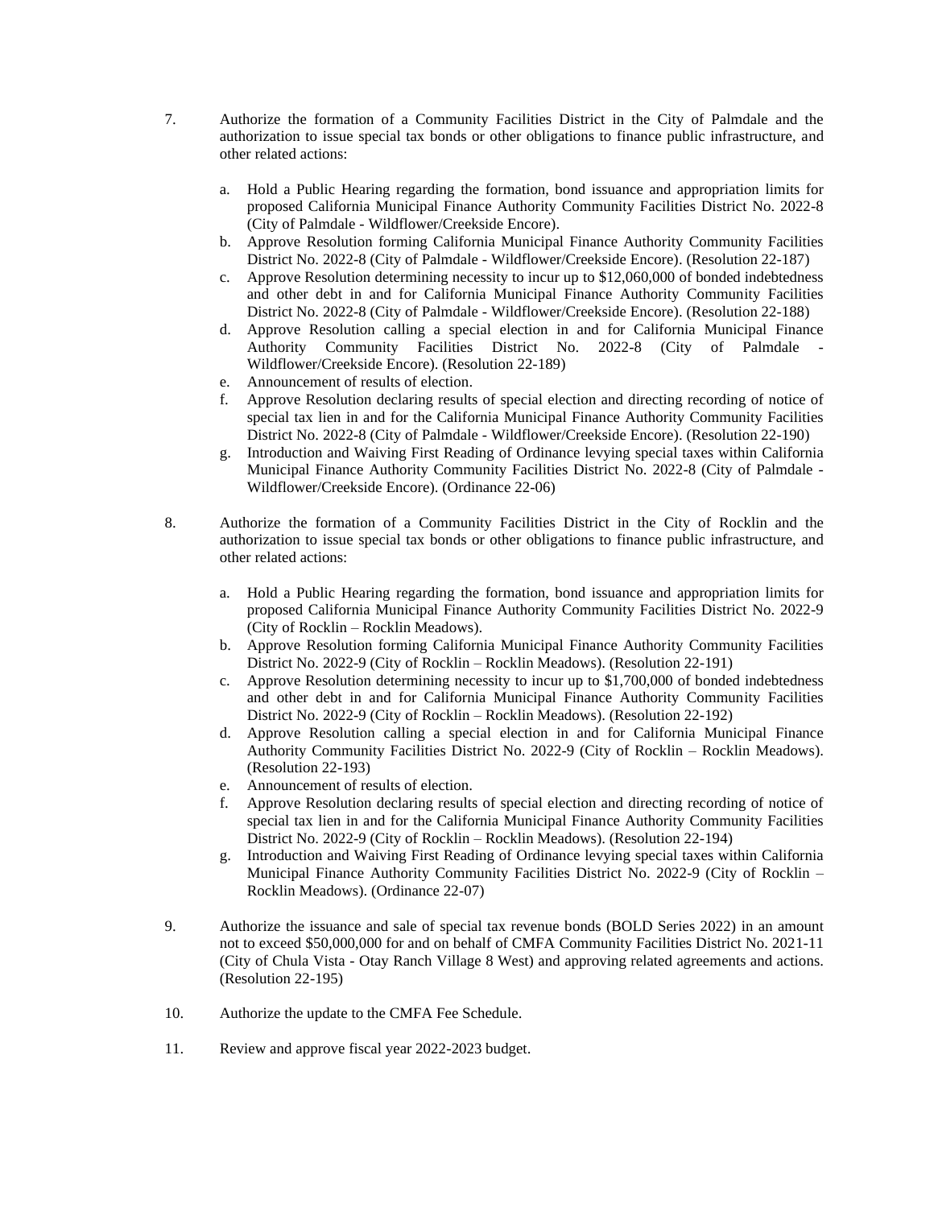7. Authorize the formation of a Community Facilities District in the City of Palmdale and the authorization to issue special tax bonds or other obligations to finance public infrastructure, and other related actions:

   a. Hold a Public Hearing regarding the formation, bond issuance and appropriation limits for proposed California Municipal Finance Authority Community Facilities District No. 2022-8 (City of Palmdale - Wildflower/Creekside Encore).
   b. Approve Resolution forming California Municipal Finance Authority Community Facilities District No. 2022-8 (City of Palmdale - Wildflower/Creekside Encore). (Resolution 22-187)
   c. Approve Resolution determining necessity to incur up to $12,060,000 of bonded indebtedness and other debt in and for California Municipal Finance Authority Community Facilities District No. 2022-8 (City of Palmdale - Wildflower/Creekside Encore). (Resolution 22-188)
   d. Approve Resolution calling a special election in and for California Municipal Finance Authority Community Facilities District No. 2022-8 (City of Palmdale - Wildflower/Creekside Encore). (Resolution 22-189)
   e. Announcement of results of election.
   f. Approve Resolution declaring results of special election and directing recording of notice of special tax lien in and for the California Municipal Finance Authority Community Facilities District No. 2022-8 (City of Palmdale - Wildflower/Creekside Encore). (Resolution 22-190)
   g. Introduction and Waiving First Reading of Ordinance levying special taxes within California Municipal Finance Authority Community Facilities District No. 2022-8 (City of Palmdale - Wildflower/Creekside Encore). (Ordinance 22-06)

8. Authorize the formation of a Community Facilities District in the City of Rocklin and the authorization to issue special tax bonds or other obligations to finance public infrastructure, and other related actions:

   a. Hold a Public Hearing regarding the formation, bond issuance and appropriation limits for proposed California Municipal Finance Authority Community Facilities District No. 2022-9 (City of Rocklin – Rocklin Meadows).
   b. Approve Resolution forming California Municipal Finance Authority Community Facilities District No. 2022-9 (City of Rocklin – Rocklin Meadows). (Resolution 22-191)
   c. Approve Resolution determining necessity to incur up to $1,700,000 of bonded indebtedness and other debt in and for California Municipal Finance Authority Community Facilities District No. 2022-9 (City of Rocklin – Rocklin Meadows). (Resolution 22-192)
   d. Approve Resolution calling a special election in and for California Municipal Finance Authority Community Facilities District No. 2022-9 (City of Rocklin – Rocklin Meadows). (Resolution 22-193)
   e. Announcement of results of election.
   f. Approve Resolution declaring results of special election and directing recording of notice of special tax lien in and for the California Municipal Finance Authority Community Facilities District No. 2022-9 (City of Rocklin – Rocklin Meadows). (Resolution 22-194)
   g. Introduction and Waiving First Reading of Ordinance levying special taxes within California Municipal Finance Authority Community Facilities District No. 2022-9 (City of Rocklin – Rocklin Meadows). (Ordinance 22-07)

9. Authorize the issuance and sale of special tax revenue bonds (BOLD Series 2022) in an amount not to exceed $50,000,000 for and on behalf of CMFA Community Facilities District No. 2021-11 (City of Chula Vista - Otay Ranch Village 8 West) and approving related agreements and actions. (Resolution 22-195)

10. Authorize the update to the CMFA Fee Schedule.

11. Review and approve fiscal year 2022-2023 budget.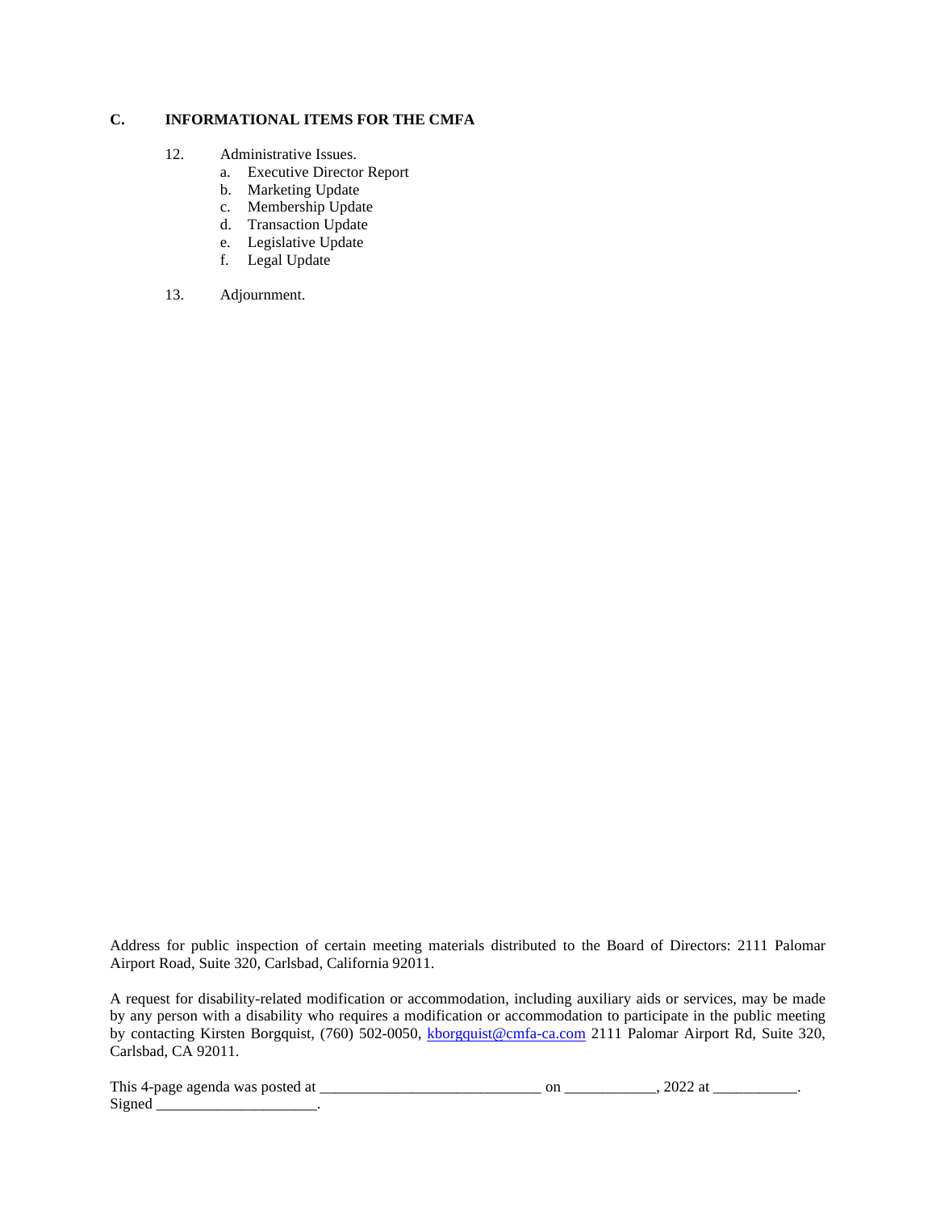## C. INFORMATIONAL ITEMS FOR THE CMFA

12. Administrative Issues.
    a. Executive Director Report
    b. Marketing Update
    c. Membership Update
    d. Transaction Update
    e. Legislative Update
    f. Legal Update

13. Adjournment.

Address for public inspection of certain meeting materials distributed to the Board of Directors: 2111 Palomar Airport Road, Suite 320, Carlsbad, California 92011.

A request for disability-related modification or accommodation, including auxiliary aids or services, may be made by any person with a disability who requires a modification or accommodation to participate in the public meeting by contacting Kirsten Borgquist, (760) 502-0050, kborgquist@cmfa-ca.com 2111 Palomar Airport Rd, Suite 320, Carlsbad, CA 92011.

This 4-page agenda was posted at ____________________________ on ____________, 2022 at ___________.
Signed _____________________.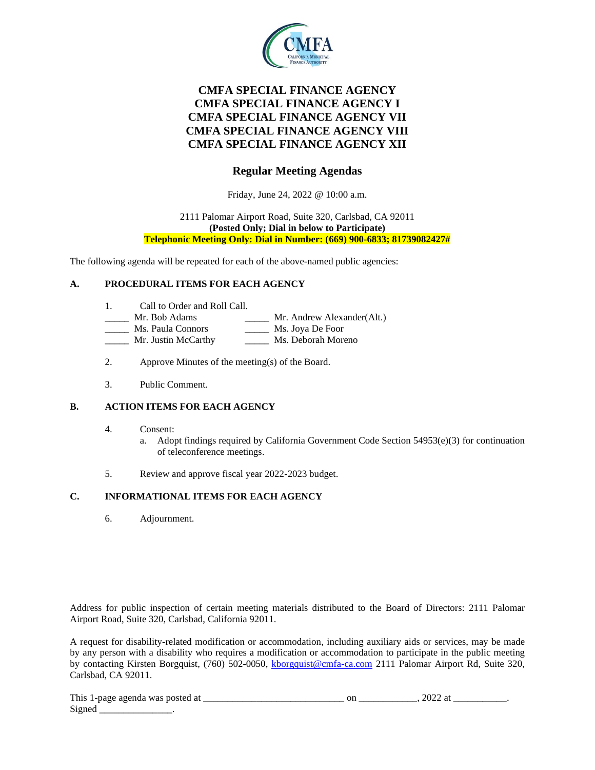# CMFA SPECIAL FINANCE AGENCY
# CMFA SPECIAL FINANCE AGENCY I
# CMFA SPECIAL FINANCE AGENCY VII
# CMFA SPECIAL FINANCE AGENCY VIII
# CMFA SPECIAL FINANCE AGENCY XII

## Regular Meeting Agendas

Friday, June 24, 2022 @ 10:00 a.m.

2111 Palomar Airport Road, Suite 320, Carlsbad, CA 92011
**(Posted Only; Dial in below to Participate)**
**Telephonic Meeting Only: Dial in Number: (669) 900-6833; 81739082427#**

The following agenda will be repeated for each of the above-named public agencies:

### A. PROCEDURAL ITEMS FOR EACH AGENCY

1. Call to Order and Roll Call.

_____ Mr. Bob Adams
_____ Mr. Andrew Alexander(Alt.)
_____ Ms. Paula Connors
_____ Ms. Joya De Foor
_____ Mr. Justin McCarthy
_____ Ms. Deborah Moreno

2. Approve Minutes of the meeting(s) of the Board.

3. Public Comment.

### B. ACTION ITEMS FOR EACH AGENCY

4. Consent:
   a. Adopt findings required by California Government Code Section 54953(e)(3) for continuation of teleconference meetings.

5. Review and approve fiscal year 2022-2023 budget.

### C. INFORMATIONAL ITEMS FOR EACH AGENCY

6. Adjournment.

Address for public inspection of certain meeting materials distributed to the Board of Directors: 2111 Palomar Airport Road, Suite 320, Carlsbad, California 92011.

A request for disability-related modification or accommodation, including auxiliary aids or services, may be made by any person with a disability who requires a modification or accommodation to participate in the public meeting by contacting Kirsten Borgquist, (760) 502-0050, kborgquist@cmfa-ca.com 2111 Palomar Airport Rd, Suite 320, Carlsbad, CA 92011.

This 1-page agenda was posted at ____________________________ on ____________, 2022 at ___________.
Signed _______________.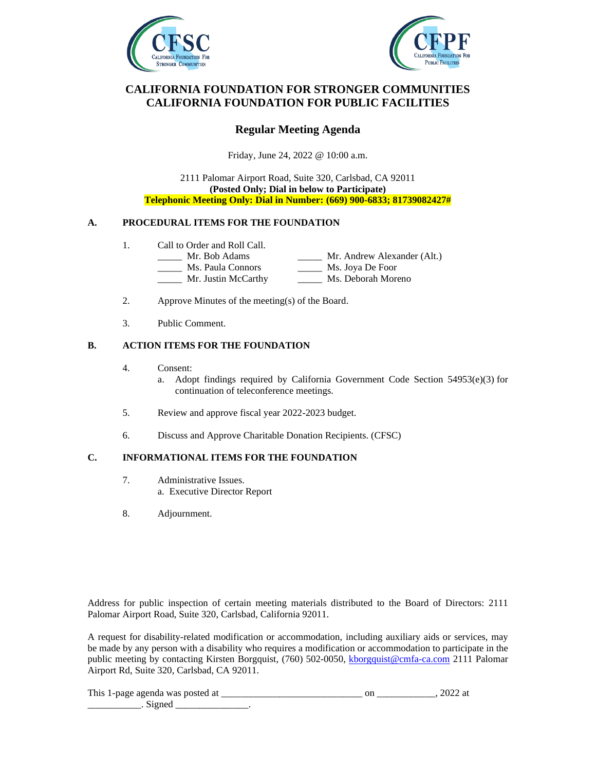# CALIFORNIA FOUNDATION FOR STRONGER COMMUNITIES
# CALIFORNIA FOUNDATION FOR PUBLIC FACILITIES

## Regular Meeting Agenda

Friday, June 24, 2022 @ 10:00 a.m.

2111 Palomar Airport Road, Suite 320, Carlsbad, CA 92011
**(Posted Only; Dial in below to Participate)**
**Telephonic Meeting Only: Dial in Number: (669) 900-6833; 81739082427#**

### A. PROCEDURAL ITEMS FOR THE FOUNDATION

1. Call to Order and Roll Call.

   _____ Mr. Bob Adams
   _____ Ms. Paula Connors
   _____ Mr. Justin McCarthy
   _____ Mr. Andrew Alexander (Alt.)
   _____ Ms. Joya De Foor
   _____ Ms. Deborah Moreno

2. Approve Minutes of the meeting(s) of the Board.

3. Public Comment.

### B. ACTION ITEMS FOR THE FOUNDATION

4. Consent:
   a. Adopt findings required by California Government Code Section 54953(e)(3) for continuation of teleconference meetings.

5. Review and approve fiscal year 2022-2023 budget.

6. Discuss and Approve Charitable Donation Recipients. (CFSC)

### C. INFORMATIONAL ITEMS FOR THE FOUNDATION

7. Administrative Issues.
   a. Executive Director Report

8. Adjournment.

Address for public inspection of certain meeting materials distributed to the Board of Directors: 2111 Palomar Airport Road, Suite 320, Carlsbad, California 92011.

A request for disability-related modification or accommodation, including auxiliary aids or services, may be made by any person with a disability who requires a modification or accommodation to participate in the public meeting by contacting Kirsten Borgquist, (760) 502-0050, kborgquist@cmfa-ca.com 2111 Palomar Airport Rd, Suite 320, Carlsbad, CA 92011.

This 1-page agenda was posted at ____________________________ on ____________, 2022 at ___________. Signed _______________.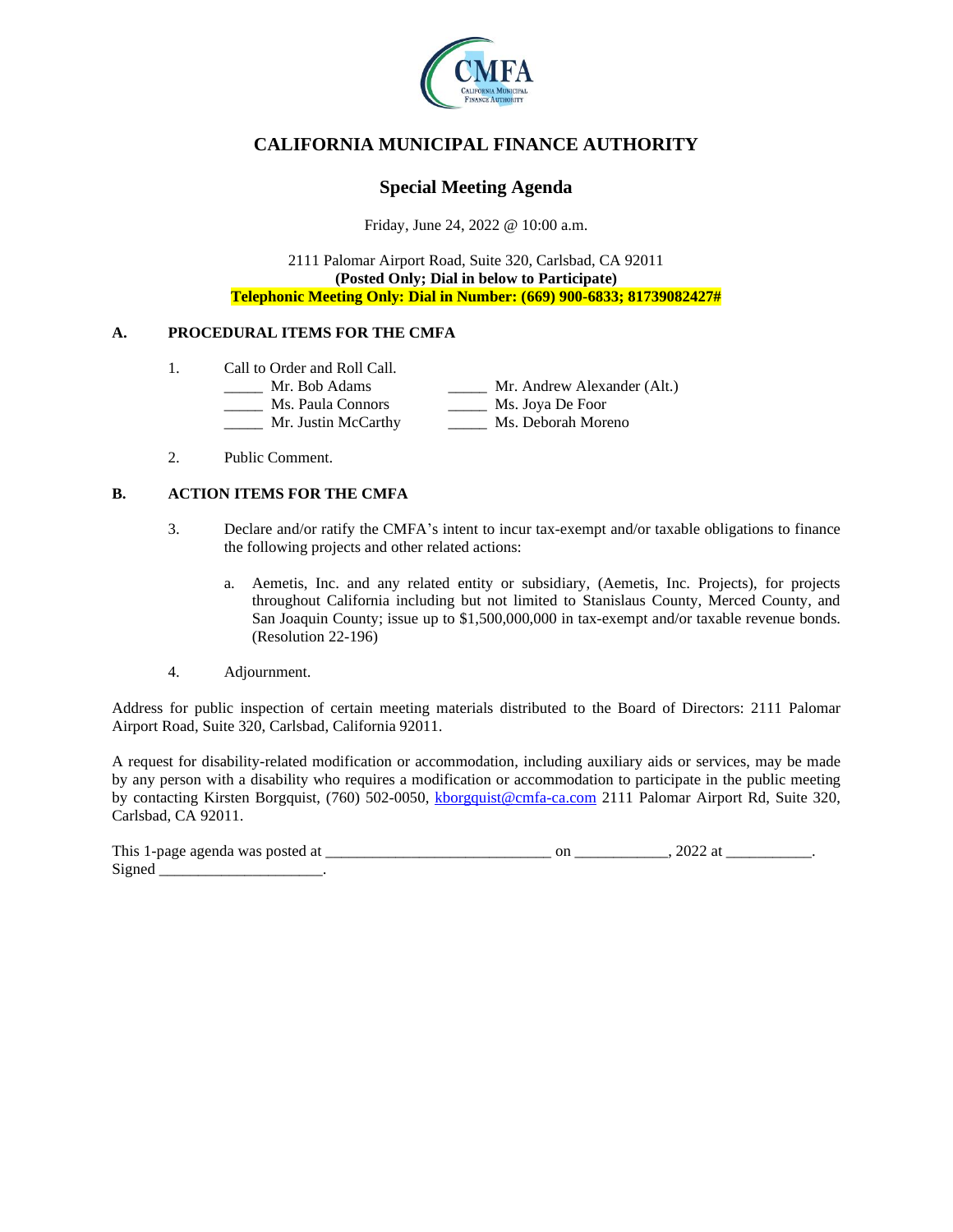# CALIFORNIA MUNICIPAL FINANCE AUTHORITY

## Special Meeting Agenda

Friday, June 24, 2022 @ 10:00 a.m.

2111 Palomar Airport Road, Suite 320, Carlsbad, CA 92011
**(Posted Only; Dial in below to Participate)**
**Telephonic Meeting Only: Dial in Number: (669) 900-6833; 81739082427#**

### A. PROCEDURAL ITEMS FOR THE CMFA

1. Call to Order and Roll Call.

_____ Mr. Bob Adams
_____ Ms. Paula Connors
_____ Mr. Justin McCarthy
_____ Mr. Andrew Alexander (Alt.)
_____ Ms. Joya De Foor
_____ Ms. Deborah Moreno

2. Public Comment.

### B. ACTION ITEMS FOR THE CMFA

3. Declare and/or ratify the CMFA's intent to incur tax-exempt and/or taxable obligations to finance the following projects and other related actions:

   a. Aemetis, Inc. and any related entity or subsidiary, (Aemetis, Inc. Projects), for projects throughout California including but not limited to Stanislaus County, Merced County, and San Joaquin County; issue up to $1,500,000,000 in tax-exempt and/or taxable revenue bonds. (Resolution 22-196)

4. Adjournment.

Address for public inspection of certain meeting materials distributed to the Board of Directors: 2111 Palomar Airport Road, Suite 320, Carlsbad, California 92011.

A request for disability-related modification or accommodation, including auxiliary aids or services, may be made by any person with a disability who requires a modification or accommodation to participate in the public meeting by contacting Kirsten Borgquist, (760) 502-0050, kborgquist@cmfa-ca.com 2111 Palomar Airport Rd, Suite 320, Carlsbad, CA 92011.

This 1-page agenda was posted at ____________________________ on ____________, 2022 at ___________.
Signed _____________________.